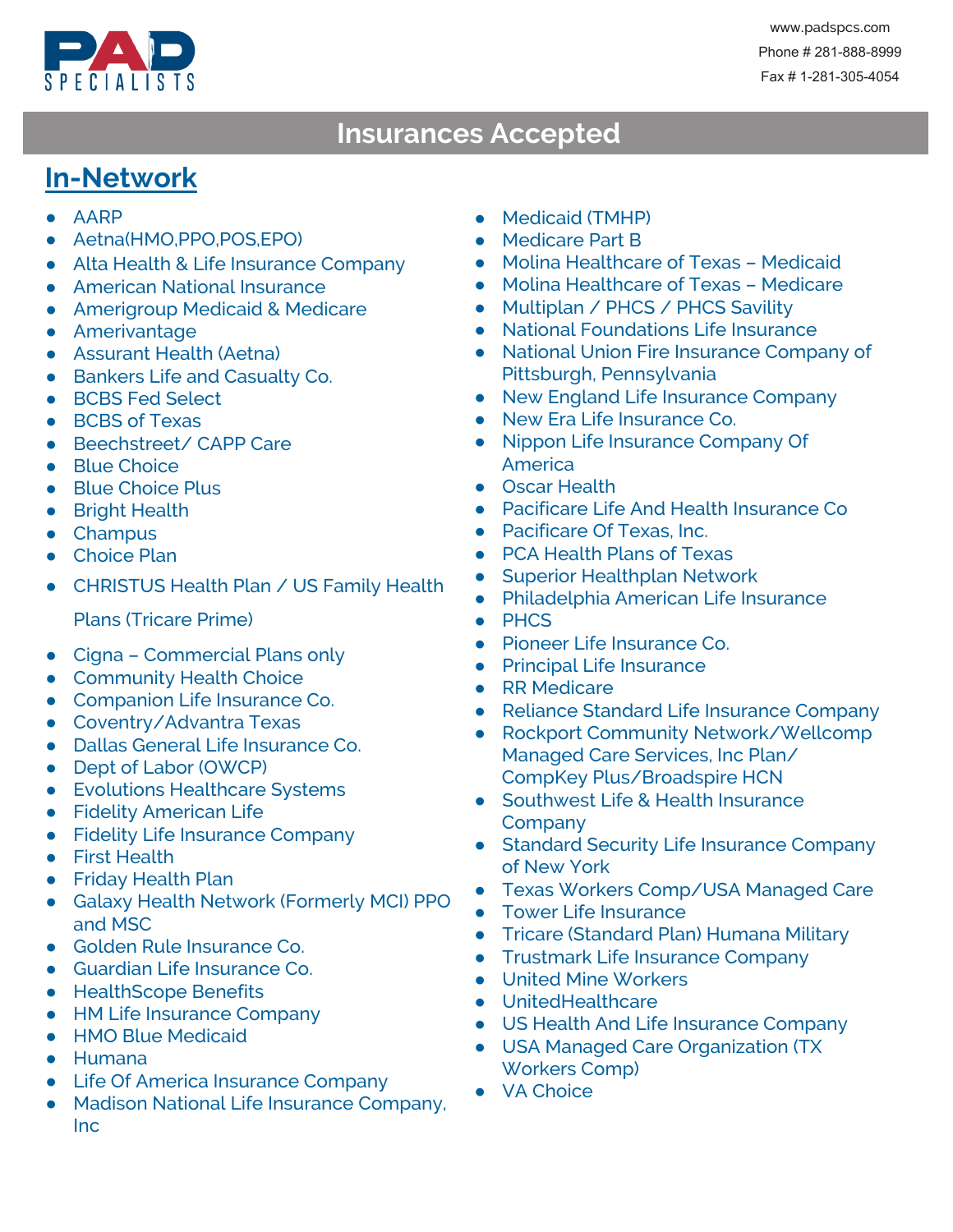PAD SPECIALISTS

www.padspcs.com

Phone # 281-888-8999

Fax # 1-281-305-4054

# Insurances Accepted

## In-Network

- AARP
- Aetna(HMO,PPO,POS,EPO)
- Alta Health & Life Insurance Company
- American National Insurance
- Amerigroup Medicaid & Medicare
- Amerivantage
- Assurant Health (Aetna)
- Bankers Life and Casualty Co.
- BCBS Fed Select
- BCBS of Texas
- Beechstreet/ CAPP Care
- Blue Choice
- Blue Choice Plus
- Bright Health
- Champus
- Choice Plan
- CHRISTUS Health Plan / US Family Health Plans (Tricare Prime)
- Cigna – Commercial Plans only
- Community Health Choice
- Companion Life Insurance Co.
- Coventry/Advantra Texas
- Dallas General Life Insurance Co.
- Dept of Labor (OWCP)
- Evolutions Healthcare Systems
- Fidelity American Life
- Fidelity Life Insurance Company
- First Health
- Friday Health Plan
- Galaxy Health Network (Formerly MCI) PPO and MSC
- Golden Rule Insurance Co.
- Guardian Life Insurance Co.
- HealthScope Benefits
- HM Life Insurance Company
- HMO Blue Medicaid
- Humana
- Life Of America Insurance Company
- Madison National Life Insurance Company, Inc
- Medicaid (TMHP)
- Medicare Part B
- Molina Healthcare of Texas – Medicaid
- Molina Healthcare of Texas – Medicare
- Multiplan / PHCS / PHCS Savility
- National Foundations Life Insurance
- National Union Fire Insurance Company of Pittsburgh, Pennsylvania
- New England Life Insurance Company
- New Era Life Insurance Co.
- Nippon Life Insurance Company Of America
- Oscar Health
- Pacificare Life And Health Insurance Co
- Pacificare Of Texas, Inc.
- PCA Health Plans of Texas
- Superior Healthplan Network
- Philadelphia American Life Insurance
- PHCS
- Pioneer Life Insurance Co.
- Principal Life Insurance
- RR Medicare
- Reliance Standard Life Insurance Company
- Rockport Community Network/Wellcomp Managed Care Services, Inc Plan/ CompKey Plus/Broadspire HCN
- Southwest Life & Health Insurance Company
- Standard Security Life Insurance Company of New York
- Texas Workers Comp/USA Managed Care
- Tower Life Insurance
- Tricare (Standard Plan) Humana Military
- Trustmark Life Insurance Company
- United Mine Workers
- UnitedHealthcare
- US Health And Life Insurance Company
- USA Managed Care Organization (TX Workers Comp)
- VA Choice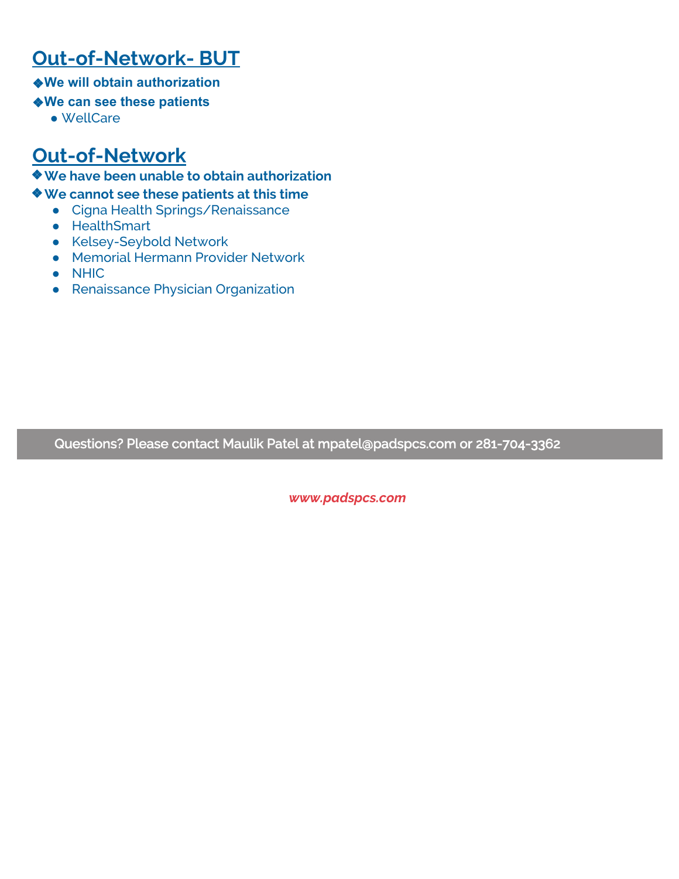## Out-of-Network- BUT

- ❖**We will obtain authorization**
- ❖**We can see these patients**
  - WellCare

## Out-of-Network

- ❖**We have been unable to obtain authorization**
- ❖**We cannot see these patients at this time**
  - Cigna Health Springs/Renaissance
  - HealthSmart
  - Kelsey-Seybold Network
  - Memorial Hermann Provider Network
  - NHIC
  - Renaissance Physician Organization

Questions? Please contact Maulik Patel at mpatel@padspcs.com or 281-704-3362

*www.padspcs.com*